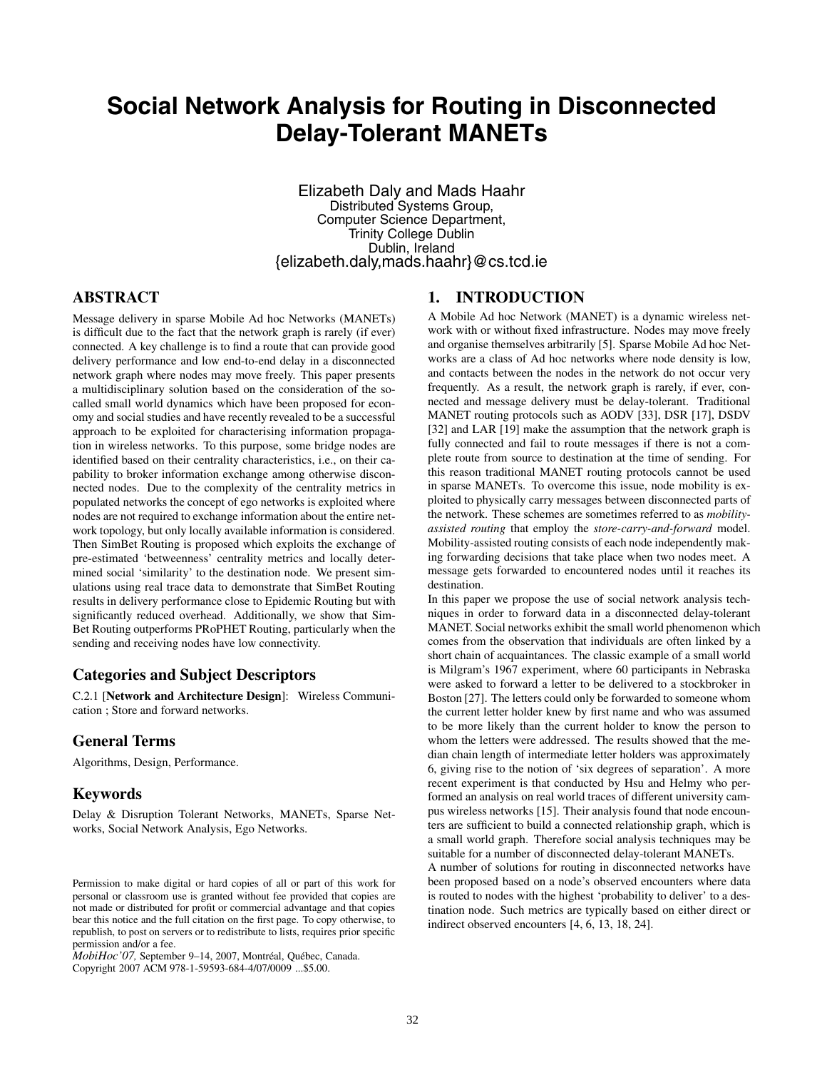# Social Network Analysis for Routing in Disconnected Delay-Tolerant MANETs

Elizabeth Daly and Mads Haahr
Distributed Systems Group,
Computer Science Department,
Trinity College Dublin
Dublin, Ireland
{elizabeth.daly,mads.haahr}@cs.tcd.ie

## ABSTRACT

Message delivery in sparse Mobile Ad hoc Networks (MANETs) is difficult due to the fact that the network graph is rarely (if ever) connected. A key challenge is to find a route that can provide good delivery performance and low end-to-end delay in a disconnected network graph where nodes may move freely. This paper presents a multidisciplinary solution based on the consideration of the so-called small world dynamics which have been proposed for economy and social studies and have recently revealed to be a successful approach to be exploited for characterising information propagation in wireless networks. To this purpose, some bridge nodes are identified based on their centrality characteristics, i.e., on their capability to broker information exchange among otherwise disconnected nodes. Due to the complexity of the centrality metrics in populated networks the concept of ego networks is exploited where nodes are not required to exchange information about the entire network topology, but only locally available information is considered. Then SimBet Routing is proposed which exploits the exchange of pre-estimated 'betweenness' centrality metrics and locally determined social 'similarity' to the destination node. We present simulations using real trace data to demonstrate that SimBet Routing results in delivery performance close to Epidemic Routing but with significantly reduced overhead. Additionally, we show that SimBet Routing outperforms PRoPHET Routing, particularly when the sending and receiving nodes have low connectivity.

### Categories and Subject Descriptors

C.2.1 [**Network and Architecture Design**]: Wireless Communication ; Store and forward networks.

### General Terms

Algorithms, Design, Performance.

### Keywords

Delay & Disruption Tolerant Networks, MANETs, Sparse Networks, Social Network Analysis, Ego Networks.

Permission to make digital or hard copies of all or part of this work for personal or classroom use is granted without fee provided that copies are not made or distributed for profit or commercial advantage and that copies bear this notice and the full citation on the first page. To copy otherwise, to republish, to post on servers or to redistribute to lists, requires prior specific permission and/or a fee.
*MobiHoc'07,* September 9–14, 2007, Montréal, Québec, Canada.
Copyright 2007 ACM 978-1-59593-684-4/07/0009 ...$5.00.

## 1. INTRODUCTION

A Mobile Ad hoc Network (MANET) is a dynamic wireless network with or without fixed infrastructure. Nodes may move freely and organise themselves arbitrarily [5]. Sparse Mobile Ad hoc Networks are a class of Ad hoc networks where node density is low, and contacts between the nodes in the network do not occur very frequently. As a result, the network graph is rarely, if ever, connected and message delivery must be delay-tolerant. Traditional MANET routing protocols such as AODV [33], DSR [17], DSDV [32] and LAR [19] make the assumption that the network graph is fully connected and fail to route messages if there is not a complete route from source to destination at the time of sending. For this reason traditional MANET routing protocols cannot be used in sparse MANETs. To overcome this issue, node mobility is exploited to physically carry messages between disconnected parts of the network. These schemes are sometimes referred to as *mobility-assisted routing* that employ the *store-carry-and-forward* model. Mobility-assisted routing consists of each node independently making forwarding decisions that take place when two nodes meet. A message gets forwarded to encountered nodes until it reaches its destination.

In this paper we propose the use of social network analysis techniques in order to forward data in a disconnected delay-tolerant MANET. Social networks exhibit the small world phenomenon which comes from the observation that individuals are often linked by a short chain of acquaintances. The classic example of a small world is Milgram's 1967 experiment, where 60 participants in Nebraska were asked to forward a letter to be delivered to a stockbroker in Boston [27]. The letters could only be forwarded to someone whom the current letter holder knew by first name and who was assumed to be more likely than the current holder to know the person to whom the letters were addressed. The results showed that the median chain length of intermediate letter holders was approximately 6, giving rise to the notion of 'six degrees of separation'. A more recent experiment is that conducted by Hsu and Helmy who performed an analysis on real world traces of different university campus wireless networks [15]. Their analysis found that node encounters are sufficient to build a connected relationship graph, which is a small world graph. Therefore social analysis techniques may be suitable for a number of disconnected delay-tolerant MANETs.

A number of solutions for routing in disconnected networks have been proposed based on a node's observed encounters where data is routed to nodes with the highest 'probability to deliver' to a destination node. Such metrics are typically based on either direct or indirect observed encounters [4, 6, 13, 18, 24].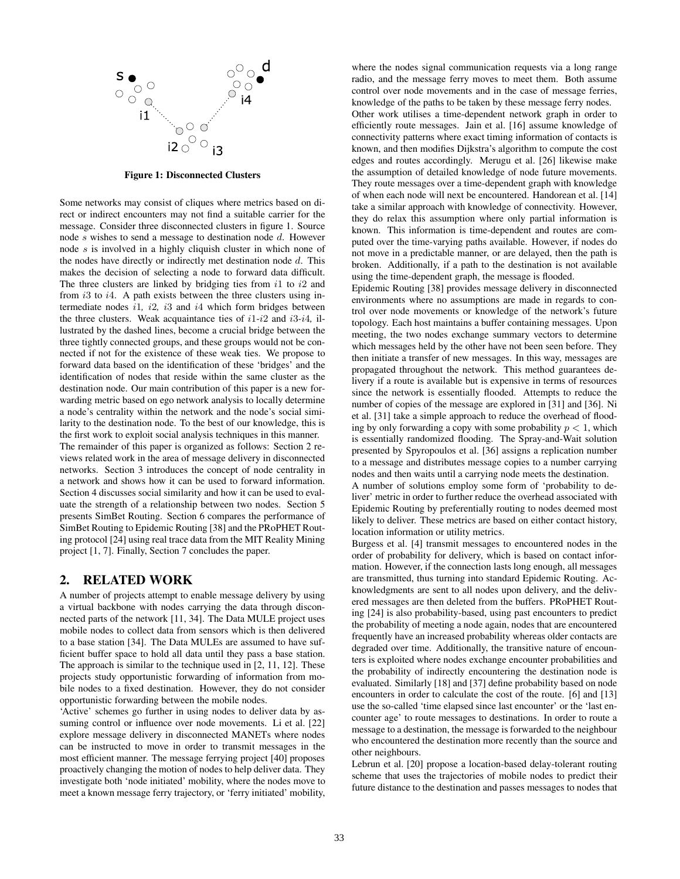s d i1 i4 i2 i3

**Figure 1: Disconnected Clusters**

Some networks may consist of cliques where metrics based on direct or indirect encounters may not find a suitable carrier for the message. Consider three disconnected clusters in figure 1. Source node $s$ wishes to send a message to destination node $d$. However node $s$ is involved in a highly cliquish cluster in which none of the nodes have directly or indirectly met destination node $d$. This makes the decision of selecting a node to forward data difficult. The three clusters are linked by bridging ties from $i1$ to $i2$ and from $i3$ to $i4$. A path exists between the three clusters using intermediate nodes $i1$, $i2$, $i3$ and $i4$ which form bridges between the three clusters. Weak acquaintance ties of $i1$-$i2$ and $i3$-$i4$, illustrated by the dashed lines, become a crucial bridge between the three tightly connected groups, and these groups would not be connected if not for the existence of these weak ties. We propose to forward data based on the identification of these 'bridges' and the identification of nodes that reside within the same cluster as the destination node. Our main contribution of this paper is a new forwarding metric based on ego network analysis to locally determine a node's centrality within the network and the node's social similarity to the destination node. To the best of our knowledge, this is the first work to exploit social analysis techniques in this manner.

The remainder of this paper is organized as follows: Section 2 reviews related work in the area of message delivery in disconnected networks. Section 3 introduces the concept of node centrality in a network and shows how it can be used to forward information. Section 4 discusses social similarity and how it can be used to evaluate the strength of a relationship between two nodes. Section 5 presents SimBet Routing. Section 6 compares the performance of SimBet Routing to Epidemic Routing [38] and the PRoPHET Routing protocol [24] using real trace data from the MIT Reality Mining project [1, 7]. Finally, Section 7 concludes the paper.

## 2. RELATED WORK

A number of projects attempt to enable message delivery by using a virtual backbone with nodes carrying the data through disconnected parts of the network [11, 34]. The Data MULE project uses mobile nodes to collect data from sensors which is then delivered to a base station [34]. The Data MULEs are assumed to have sufficient buffer space to hold all data until they pass a base station. The approach is similar to the technique used in [2, 11, 12]. These projects study opportunistic forwarding of information from mobile nodes to a fixed destination. However, they do not consider opportunistic forwarding between the mobile nodes.

'Active' schemes go further in using nodes to deliver data by assuming control or influence over node movements. Li et al. [22] explore message delivery in disconnected MANETs where nodes can be instructed to move in order to transmit messages in the most efficient manner. The message ferrying project [40] proposes proactively changing the motion of nodes to help deliver data. They investigate both 'node initiated' mobility, where the nodes move to meet a known message ferry trajectory, or 'ferry initiated' mobility, where the nodes signal communication requests via a long range radio, and the message ferry moves to meet them. Both assume control over node movements and in the case of message ferries, knowledge of the paths to be taken by these message ferry nodes.

Other work utilises a time-dependent network graph in order to efficiently route messages. Jain et al. [16] assume knowledge of connectivity patterns where exact timing information of contacts is known, and then modifies Dijkstra's algorithm to compute the cost edges and routes accordingly. Merugu et al. [26] likewise make the assumption of detailed knowledge of node future movements. They route messages over a time-dependent graph with knowledge of when each node will next be encountered. Handorean et al. [14] take a similar approach with knowledge of connectivity. However, they do relax this assumption where only partial information is known. This information is time-dependent and routes are computed over the time-varying paths available. However, if nodes do not move in a predictable manner, or are delayed, then the path is broken. Additionally, if a path to the destination is not available using the time-dependent graph, the message is flooded.

Epidemic Routing [38] provides message delivery in disconnected environments where no assumptions are made in regards to control over node movements or knowledge of the network's future topology. Each host maintains a buffer containing messages. Upon meeting, the two nodes exchange summary vectors to determine which messages held by the other have not been seen before. They then initiate a transfer of new messages. In this way, messages are propagated throughout the network. This method guarantees delivery if a route is available but is expensive in terms of resources since the network is essentially flooded. Attempts to reduce the number of copies of the message are explored in [31] and [36]. Ni et al. [31] take a simple approach to reduce the overhead of flooding by only forwarding a copy with some probability $p < 1$, which is essentially randomized flooding. The Spray-and-Wait solution presented by Spyropoulos et al. [36] assigns a replication number to a message and distributes message copies to a number carrying nodes and then waits until a carrying node meets the destination.

A number of solutions employ some form of 'probability to deliver' metric in order to further reduce the overhead associated with Epidemic Routing by preferentially routing to nodes deemed most likely to deliver. These metrics are based on either contact history, location information or utility metrics.

Burgess et al. [4] transmit messages to encountered nodes in the order of probability for delivery, which is based on contact information. However, if the connection lasts long enough, all messages are transmitted, thus turning into standard Epidemic Routing. Acknowledgments are sent to all nodes upon delivery, and the delivered messages are then deleted from the buffers. PRoPHET Routing [24] is also probability-based, using past encounters to predict the probability of meeting a node again, nodes that are encountered frequently have an increased probability whereas older contacts are degraded over time. Additionally, the transitive nature of encounters is exploited where nodes exchange encounter probabilities and the probability of indirectly encountering the destination node is evaluated. Similarly [18] and [37] define probability based on node encounters in order to calculate the cost of the route. [6] and [13] use the so-called 'time elapsed since last encounter' or the 'last encounter age' to route messages to destinations. In order to route a message to a destination, the message is forwarded to the neighbour who encountered the destination more recently than the source and other neighbours.

Lebrun et al. [20] propose a location-based delay-tolerant routing scheme that uses the trajectories of mobile nodes to predict their future distance to the destination and passes messages to nodes that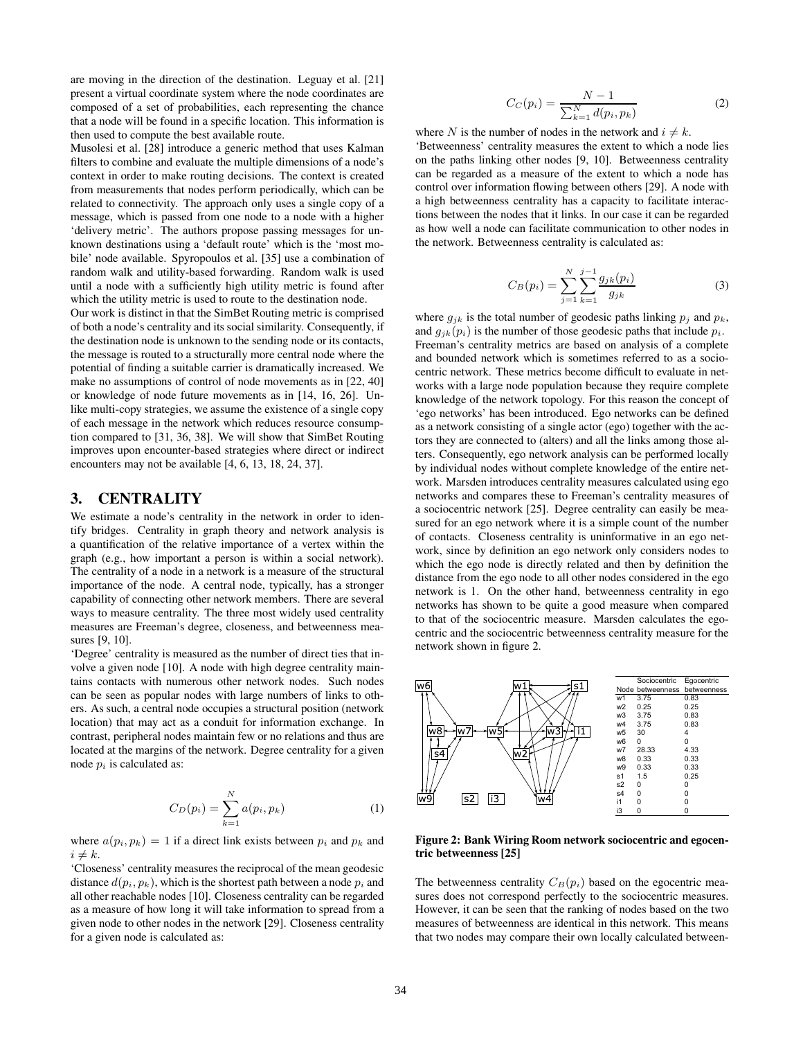are moving in the direction of the destination. Leguay et al. [21] present a virtual coordinate system where the node coordinates are composed of a set of probabilities, each representing the chance that a node will be found in a specific location. This information is then used to compute the best available route.

Musolesi et al. [28] introduce a generic method that uses Kalman filters to combine and evaluate the multiple dimensions of a node's context in order to make routing decisions. The context is created from measurements that nodes perform periodically, which can be related to connectivity. The approach only uses a single copy of a message, which is passed from one node to a node with a higher 'delivery metric'. The authors propose passing messages for unknown destinations using a 'default route' which is the 'most mobile' node available. Spyropoulos et al. [35] use a combination of random walk and utility-based forwarding. Random walk is used until a node with a sufficiently high utility metric is found after which the utility metric is used to route to the destination node.

Our work is distinct in that the SimBet Routing metric is comprised of both a node's centrality and its social similarity. Consequently, if the destination node is unknown to the sending node or its contacts, the message is routed to a structurally more central node where the potential of finding a suitable carrier is dramatically increased. We make no assumptions of control of node movements as in [22, 40] or knowledge of node future movements as in [14, 16, 26]. Unlike multi-copy strategies, we assume the existence of a single copy of each message in the network which reduces resource consumption compared to [31, 36, 38]. We will show that SimBet Routing improves upon encounter-based strategies where direct or indirect encounters may not be available [4, 6, 13, 18, 24, 37].

## 3. CENTRALITY

We estimate a node's centrality in the network in order to identify bridges. Centrality in graph theory and network analysis is a quantification of the relative importance of a vertex within the graph (e.g., how important a person is within a social network). The centrality of a node in a network is a measure of the structural importance of the node. A central node, typically, has a stronger capability of connecting other network members. There are several ways to measure centrality. The three most widely used centrality measures are Freeman's degree, closeness, and betweenness measures [9, 10].

'Degree' centrality is measured as the number of direct ties that involve a given node [10]. A node with high degree centrality maintains contacts with numerous other network nodes. Such nodes can be seen as popular nodes with large numbers of links to others. As such, a central node occupies a structural position (network location) that may act as a conduit for information exchange. In contrast, peripheral nodes maintain few or no relations and thus are located at the margins of the network. Degree centrality for a given node $p_i$ is calculated as:

$$C_D(p_i) = \sum_{k=1}^{N} a(p_i, p_k) \tag{1}$$

where $a(p_i, p_k) = 1$ if a direct link exists between $p_i$ and $p_k$ and $i \neq k$.

'Closeness' centrality measures the reciprocal of the mean geodesic distance $d(p_i, p_k)$, which is the shortest path between a node $p_i$ and all other reachable nodes [10]. Closeness centrality can be regarded as a measure of how long it will take information to spread from a given node to other nodes in the network [29]. Closeness centrality for a given node is calculated as:

$$C_C(p_i) = \frac{N-1}{\sum_{k=1}^{N} d(p_i, p_k)} \tag{2}$$

where $N$ is the number of nodes in the network and $i \neq k$.

'Betweenness' centrality measures the extent to which a node lies on the paths linking other nodes [9, 10]. Betweenness centrality can be regarded as a measure of the extent to which a node has control over information flowing between others [29]. A node with a high betweenness centrality has a capacity to facilitate interactions between the nodes that it links. In our case it can be regarded as how well a node can facilitate communication to other nodes in the network. Betweenness centrality is calculated as:

$$C_B(p_i) = \sum_{j=1}^{N} \sum_{k=1}^{j-1} \frac{g_{jk}(p_i)}{g_{jk}} \tag{3}$$

where $g_{jk}$ is the total number of geodesic paths linking $p_j$ and $p_k$, and $g_{jk}(p_i)$ is the number of those geodesic paths that include $p_i$.

Freeman's centrality metrics are based on analysis of a complete and bounded network which is sometimes referred to as a sociocentric network. These metrics become difficult to evaluate in networks with a large node population because they require complete knowledge of the network topology. For this reason the concept of 'ego networks' has been introduced. Ego networks can be defined as a network consisting of a single actor (ego) together with the actors they are connected to (alters) and all the links among those alters. Consequently, ego network analysis can be performed locally by individual nodes without complete knowledge of the entire network. Marsden introduces centrality measures calculated using ego networks and compares these to Freeman's centrality measures of a sociocentric network [25]. Degree centrality can easily be measured for an ego network where it is a simple count of the number of contacts. Closeness centrality is uninformative in an ego network, since by definition an ego network only considers nodes to which the ego node is directly related and then by definition the distance from the ego node to all other nodes considered in the ego network is 1. On the other hand, betweenness centrality in ego networks has shown to be quite a good measure when compared to that of the sociocentric measure. Marsden calculates the egocentric and the sociocentric betweenness centrality measure for the network shown in figure 2.

| Node | Sociocentric betweenness | Egocentric betweenness |
|---|---|---|
| w1 | 3.75 | 0.83 |
| w2 | 0.25 | 0.25 |
| w3 | 3.75 | 0.83 |
| w4 | 3.75 | 0.83 |
| w5 | 30 | 4 |
| w6 | 0 | 0 |
| w7 | 28.33 | 4.33 |
| w8 | 0.33 | 0.33 |
| w9 | 0.33 | 0.33 |
| s1 | 1.5 | 0.25 |
| s2 | 0 | 0 |
| s4 | 0 | 0 |
| i1 | 0 | 0 |
| i3 | 0 | 0 |

**Figure 2: Bank Wiring Room network sociocentric and egocentric betweenness [25]**

The betweenness centrality $C_B(p_i)$ based on the egocentric measures does not correspond perfectly to the sociocentric measures. However, it can be seen that the ranking of nodes based on the two measures of betweenness are identical in this network. This means that two nodes may compare their own locally calculated between-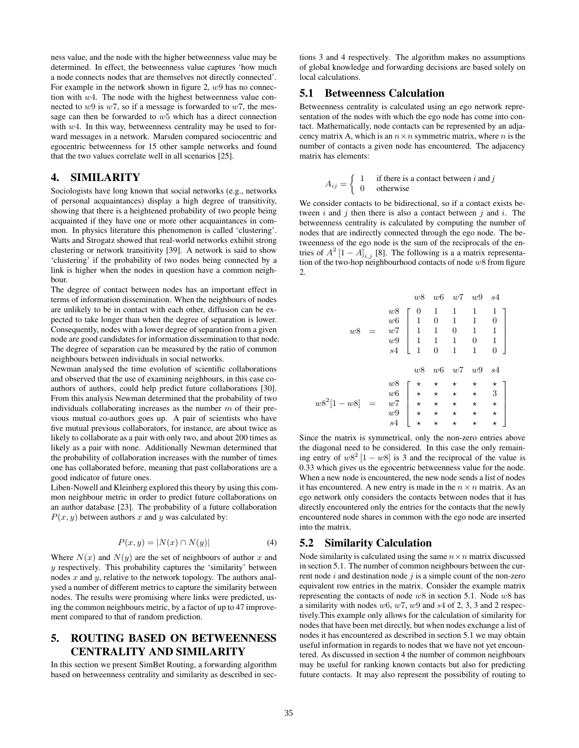ness value, and the node with the higher betweenness value may be determined. In effect, the betweenness value captures 'how much a node connects nodes that are themselves not directly connected'. For example in the network shown in figure 2, $w9$ has no connection with $w4$. The node with the highest betweenness value connected to $w9$ is $w7$, so if a message is forwarded to $w7$, the message can then be forwarded to $w5$ which has a direct connection with $w4$. In this way, betweenness centrality may be used to forward messages in a network. Marsden compared sociocentric and egocentric betweenness for 15 other sample networks and found that the two values correlate well in all scenarios [25].

## 4. SIMILARITY

Sociologists have long known that social networks (e.g., networks of personal acquaintances) display a high degree of transitivity, showing that there is a heightened probability of two people being acquainted if they have one or more other acquaintances in common. In physics literature this phenomenon is called 'clustering'. Watts and Strogatz showed that real-world networks exhibit strong clustering or network transitivity [39]. A network is said to show 'clustering' if the probability of two nodes being connected by a link is higher when the nodes in question have a common neighbour.

The degree of contact between nodes has an important effect in terms of information dissemination. When the neighbours of nodes are unlikely to be in contact with each other, diffusion can be expected to take longer than when the degree of separation is lower. Consequently, nodes with a lower degree of separation from a given node are good candidates for information dissemination to that node. The degree of separation can be measured by the ratio of common neighbours between individuals in social networks.

Newman analysed the time evolution of scientific collaborations and observed that the use of examining neighbours, in this case coauthors of authors, could help predict future collaborations [30]. From this analysis Newman determined that the probability of two individuals collaborating increases as the number $m$ of their previous mutual co-authors goes up. A pair of scientists who have five mutual previous collaborators, for instance, are about twice as likely to collaborate as a pair with only two, and about 200 times as likely as a pair with none. Additionally Newman determined that the probability of collaboration increases with the number of times one has collaborated before, meaning that past collaborations are a good indicator of future ones.

Liben-Nowell and Kleinberg explored this theory by using this common neighbour metric in order to predict future collaborations on an author database [23]. The probability of a future collaboration $P(x, y)$ between authors $x$ and $y$ was calculated by:

$$P(x, y) = |N(x) \cap N(y)| \tag{4}$$

Where $N(x)$ and $N(y)$ are the set of neighbours of author $x$ and $y$ respectively. This probability captures the 'similarity' between nodes $x$ and $y$, relative to the network topology. The authors analysed a number of different metrics to capture the similarity between nodes. The results were promising where links were predicted, using the common neighbours metric, by a factor of up to 47 improvement compared to that of random prediction.

## 5. ROUTING BASED ON BETWEENNESS CENTRALITY AND SIMILARITY

In this section we present SimBet Routing, a forwarding algorithm based on betweenness centrality and similarity as described in sections 3 and 4 respectively. The algorithm makes no assumptions of global knowledge and forwarding decisions are based solely on local calculations.

### 5.1 Betweenness Calculation

Betweenness centrality is calculated using an ego network representation of the nodes with which the ego node has come into contact. Mathematically, node contacts can be represented by an adjacency matrix A, which is an $n \times n$ symmetric matrix, where $n$ is the number of contacts a given node has encountered. The adjacency matrix has elements:

$$A_{ij} = \begin{cases} 1 & \text{if there is a contact between } i \text{ and } j \\ 0 & \text{otherwise} \end{cases}$$

We consider contacts to be bidirectional, so if a contact exists between $i$ and $j$ then there is also a contact between $j$ and $i$. The betweenness centrality is calculated by computing the number of nodes that are indirectly connected through the ego node. The betweenness of the ego node is the sum of the reciprocals of the entries of $A^2\,[1 - A]_{i,j}$ [8]. The following is a a matrix representation of the two-hop neighbourhood contacts of node $w8$ from figure 2.

$$w8 \;=\; \begin{array}{c} \\ w8 \\ w6 \\ w7 \\ w9 \\ s4 \end{array} \begin{array}{c} \begin{array}{ccccc} w8 & w6 & w7 & w9 & s4 \end{array} \\ \left[\begin{array}{ccccc} 0 & 1 & 1 & 1 & 1 \\ 1 & 0 & 1 & 1 & 0 \\ 1 & 1 & 0 & 1 & 1 \\ 1 & 1 & 1 & 0 & 1 \\ 1 & 0 & 1 & 1 & 0 \end{array}\right] \end{array}$$

$$w8^2[1 - w8] \;=\; \begin{array}{c} \\ w8 \\ w6 \\ w7 \\ w9 \\ s4 \end{array} \begin{array}{c} \begin{array}{ccccc} w8 & w6 & w7 & w9 & s4 \end{array} \\ \left[\begin{array}{ccccc} \star & \star & \star & \star & \star \\ \star & \star & \star & \star & 3 \\ \star & \star & \star & \star & \star \\ \star & \star & \star & \star & \star \\ \star & \star & \star & \star & \star \end{array}\right] \end{array}$$

Since the matrix is symmetrical, only the non-zero entries above the diagonal need to be considered. In this case the only remaining entry of $w8^2\,[1 - w8]$ is 3 and the reciprocal of the value is 0.33 which gives us the egocentric betweenness value for the node. When a new node is encountered, the new node sends a list of nodes it has encountered. A new entry is made in the $n \times n$ matrix. As an ego network only considers the contacts between nodes that it has directly encountered only the entries for the contacts that the newly encountered node shares in common with the ego node are inserted into the matrix.

### 5.2 Similarity Calculation

Node similarity is calculated using the same $n \times n$ matrix discussed in section 5.1. The number of common neighbours between the current node $i$ and destination node $j$ is a simple count of the non-zero equivalent row entries in the matrix. Consider the example matrix representing the contacts of node $w8$ in section 5.1. Node $w8$ has a similarity with nodes $w6$, $w7$, $w9$ and $s4$ of 2, 3, 3 and 2 respectively.This example only allows for the calculation of similarity for nodes that have been met directly, but when nodes exchange a list of nodes it has encountered as described in section 5.1 we may obtain useful information in regards to nodes that we have not yet encountered. As discussed in section 4 the number of common neighbours may be useful for ranking known contacts but also for predicting future contacts. It may also represent the possibility of routing to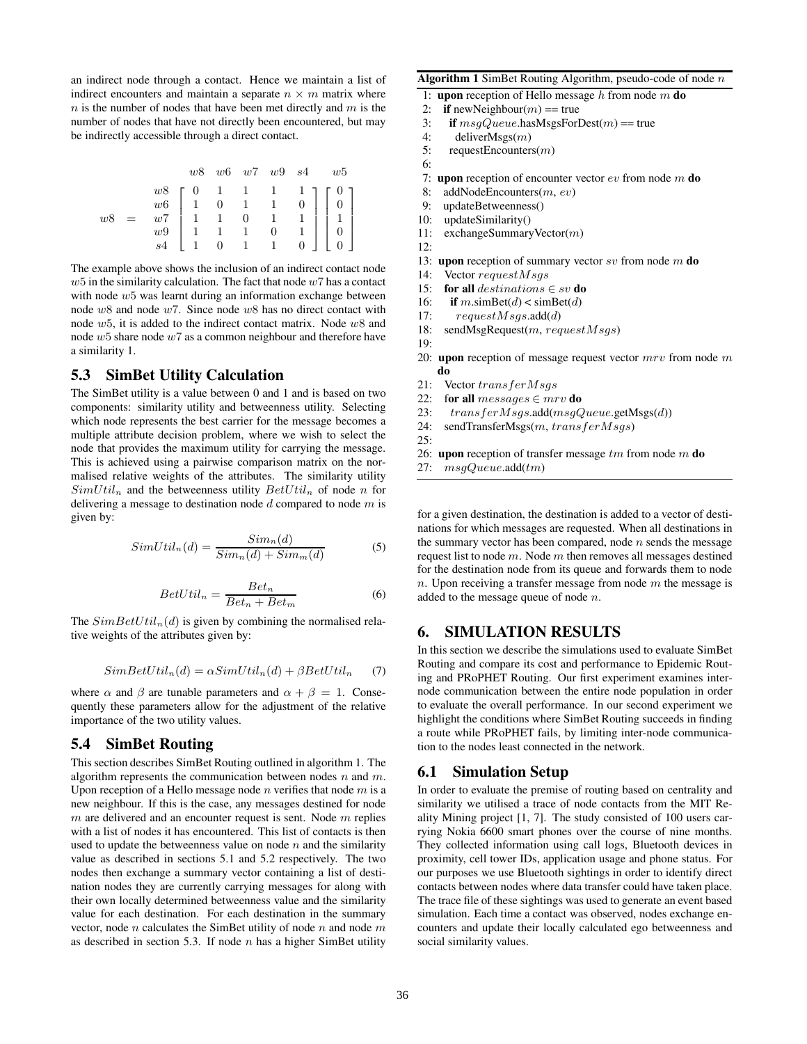an indirect node through a contact. Hence we maintain a list of indirect encounters and maintain a separate $n \times m$ matrix where $n$ is the number of nodes that have been met directly and $m$ is the number of nodes that have not directly been encountered, but may be indirectly accessible through a direct contact.

$$
w8 = \begin{array}{c} \\ w8 \\ w6 \\ w7 \\ w9 \\ s4 \end{array}
\begin{array}{c} \begin{array}{ccccc} w8 & w6 & w7 & w9 & s4 \end{array} \\ \left[\begin{array}{ccccc} 0 & 1 & 1 & 1 & 1 \\ 1 & 0 & 1 & 1 & 0 \\ 1 & 1 & 0 & 1 & 1 \\ 1 & 1 & 1 & 0 & 1 \\ 1 & 0 & 1 & 1 & 0 \end{array}\right] \end{array}
\begin{array}{c} w5 \\ \left[\begin{array}{c} 0 \\ 0 \\ 1 \\ 0 \\ 0 \end{array}\right] \end{array}
$$

The example above shows the inclusion of an indirect contact node $w5$ in the similarity calculation. The fact that node $w7$ has a contact with node $w5$ was learnt during an information exchange between node $w8$ and node $w7$. Since node $w8$ has no direct contact with node $w5$, it is added to the indirect contact matrix. Node $w8$ and node $w5$ share node $w7$ as a common neighbour and therefore have a similarity 1.

### 5.3 SimBet Utility Calculation

The SimBet utility is a value between 0 and 1 and is based on two components: similarity utility and betweenness utility. Selecting which node represents the best carrier for the message becomes a multiple attribute decision problem, where we wish to select the node that provides the maximum utility for carrying the message. This is achieved using a pairwise comparison matrix on the normalised relative weights of the attributes. The similarity utility $SimUtil_n$ and the betweenness utility $BetUtil_n$ of node $n$ for delivering a message to destination node $d$ compared to node $m$ is given by:

$$SimUtil_n(d) = \frac{Sim_n(d)}{Sim_n(d) + Sim_m(d)} \tag{5}$$

$$BetUtil_n = \frac{Bet_n}{Bet_n + Bet_m} \tag{6}$$

The $SimBetUtil_n(d)$ is given by combining the normalised relative weights of the attributes given by:

$$SimBetUtil_n(d) = \alpha SimUtil_n(d) + \beta BetUtil_n \tag{7}$$

where $\alpha$ and $\beta$ are tunable parameters and $\alpha + \beta = 1$. Consequently these parameters allow for the adjustment of the relative importance of the two utility values.

### 5.4 SimBet Routing

This section describes SimBet Routing outlined in algorithm 1. The algorithm represents the communication between nodes $n$ and $m$. Upon reception of a Hello message node $n$ verifies that node $m$ is a new neighbour. If this is the case, any messages destined for node $m$ are delivered and an encounter request is sent. Node $m$ replies with a list of nodes it has encountered. This list of contacts is then used to update the betweenness value on node $n$ and the similarity value as described in sections 5.1 and 5.2 respectively. The two nodes then exchange a summary vector containing a list of destination nodes they are currently carrying messages for along with their own locally determined betweenness value and the similarity value for each destination. For each destination in the summary vector, node $n$ calculates the SimBet utility of node $n$ and node $m$ as described in section 5.3. If node $n$ has a higher SimBet utility for a given destination, the destination is added to a vector of destinations for which messages are requested. When all destinations in the summary vector has been compared, node $n$ sends the message request list to node $m$. Node $m$ then removes all messages destined for the destination node from its queue and forwards them to node $n$. Upon receiving a transfer message from node $m$ the message is added to the message queue of node $n$.

**Algorithm 1** SimBet Routing Algorithm, pseudo-code of node $n$

```
1:  upon reception of Hello message h from node m do
2:    if newNeighbour(m) == true
3:      if msgQueue.hasMsgsForDest(m) == true
4:        deliverMsgs(m)
5:      requestEncounters(m)
6:
7:  upon reception of encounter vector ev from node m do
8:    addNodeEncounters(m, ev)
9:    updateBetweeness()
10:   updateSimilarity()
11:   exchangeSummaryVector(m)
12:
13: upon reception of summary vector sv from node m do
14:   Vector requestMsgs
15:   for all destinations ∈ sv do
16:     if m.simBet(d) < simBet(d)
17:       requestMsgs.add(d)
18:   sendMsgRequest(m, requestMsgs)
19:
20: upon reception of message request vector mrv from node m
    do
21:   Vector transferMsgs
22:   for all messages ∈ mrv do
23:     transferMsgs.add(msgQueue.getMsgs(d))
24:   sendTransferMsgs(m, transferMsgs)
25:
26: upon reception of transfer message tm from node m do
27:   msgQueue.add(tm)
```

## 6. SIMULATION RESULTS

In this section we describe the simulations used to evaluate SimBet Routing and compare its cost and performance to Epidemic Routing and PRoPHET Routing. Our first experiment examines inter-node communication between the entire node population in order to evaluate the overall performance. In our second experiment we highlight the conditions where SimBet Routing succeeds in finding a route while PRoPHET fails, by limiting inter-node communication to the nodes least connected in the network.

### 6.1 Simulation Setup

In order to evaluate the premise of routing based on centrality and similarity we utilised a trace of node contacts from the MIT Reality Mining project [1, 7]. The study consisted of 100 users carrying Nokia 6600 smart phones over the course of nine months. They collected information using call logs, Bluetooth devices in proximity, cell tower IDs, application usage and phone status. For our purposes we use Bluetooth sightings in order to identify direct contacts between nodes where data transfer could have taken place. The trace file of these sightings was used to generate an event based simulation. Each time a contact was observed, nodes exchange encounters and update their locally calculated ego betweenness and social similarity values.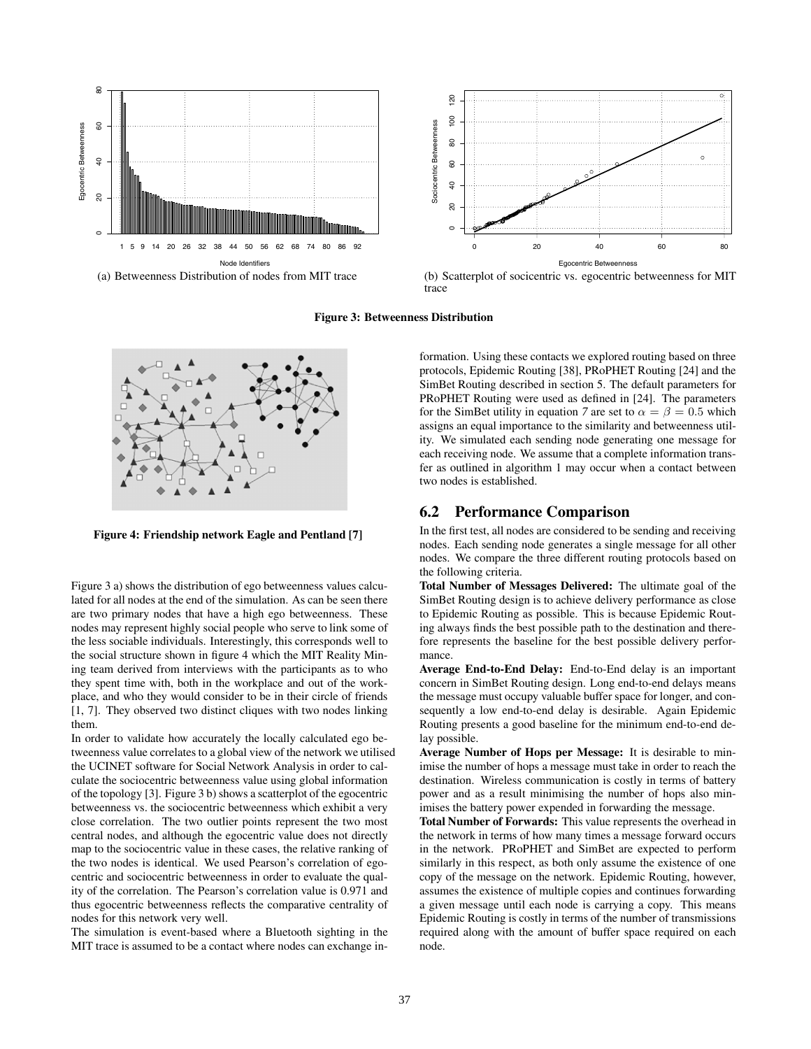80

60

40

20

0

Egocentric Betweenness

1 5 9 14 20 26 32 38 44 50 56 62 68 74 80 86 92

Node Identifiers

(a) Betweenness Distribution of nodes from MIT trace

120

100

80

60

40

20

0

Sociocentric Betweenness

0 20 40 60 80

Egocentric Betweenness

(b) Scatterplot of socicentric vs. egocentric betweenness for MIT trace

**Figure 3: Betweenness Distribution**

**Figure 4: Friendship network Eagle and Pentland [7]**

Figure 3 a) shows the distribution of ego betweenness values calculated for all nodes at the end of the simulation. As can be seen there are two primary nodes that have a high ego betweenness. These nodes may represent highly social people who serve to link some of the less sociable individuals. Interestingly, this corresponds well to the social structure shown in figure 4 which the MIT Reality Mining team derived from interviews with the participants as to who they spent time with, both in the workplace and out of the workplace, and who they would consider to be in their circle of friends [1, 7]. They observed two distinct cliques with two nodes linking them.

In order to validate how accurately the locally calculated ego betweenness value correlates to a global view of the network we utilised the UCINET software for Social Network Analysis in order to calculate the sociocentric betweenness value using global information of the topology [3]. Figure 3 b) shows a scatterplot of the egocentric betweenness vs. the sociocentric betweenness which exhibit a very close correlation. The two outlier points represent the two most central nodes, and although the egocentric value does not directly map to the sociocentric value in these cases, the relative ranking of the two nodes is identical. We used Pearson's correlation of egocentric and sociocentric betweenness in order to evaluate the quality of the correlation. The Pearson's correlation value is 0.971 and thus egocentric betweenness reflects the comparative centrality of nodes for this network very well.

The simulation is event-based where a Bluetooth sighting in the MIT trace is assumed to be a contact where nodes can exchange information. Using these contacts we explored routing based on three protocols, Epidemic Routing [38], PRoPHET Routing [24] and the SimBet Routing described in section 5. The default parameters for PRoPHET Routing were used as defined in [24]. The parameters for the SimBet utility in equation *7* are set to $\alpha = \beta = 0.5$ which assigns an equal importance to the similarity and betweenness utility. We simulated each sending node generating one message for each receiving node. We assume that a complete information transfer as outlined in algorithm 1 may occur when a contact between two nodes is established.

## 6.2 Performance Comparison

In the first test, all nodes are considered to be sending and receiving nodes. Each sending node generates a single message for all other nodes. We compare the three different routing protocols based on the following criteria.

**Total Number of Messages Delivered:** The ultimate goal of the SimBet Routing design is to achieve delivery performance as close to Epidemic Routing as possible. This is because Epidemic Routing always finds the best possible path to the destination and therefore represents the baseline for the best possible delivery performance.

**Average End-to-End Delay:** End-to-End delay is an important concern in SimBet Routing design. Long end-to-end delays means the message must occupy valuable buffer space for longer, and consequently a low end-to-end delay is desirable. Again Epidemic Routing presents a good baseline for the minimum end-to-end delay possible.

**Average Number of Hops per Message:** It is desirable to minimise the number of hops a message must take in order to reach the destination. Wireless communication is costly in terms of battery power and as a result minimising the number of hops also minimises the battery power expended in forwarding the message.

**Total Number of Forwards:** This value represents the overhead in the network in terms of how many times a message forward occurs in the network. PRoPHET and SimBet are expected to perform similarly in this respect, as both only assume the existence of one copy of the message on the network. Epidemic Routing, however, assumes the existence of multiple copies and continues forwarding a given message until each node is carrying a copy. This means Epidemic Routing is costly in terms of the number of transmissions required along with the amount of buffer space required on each node.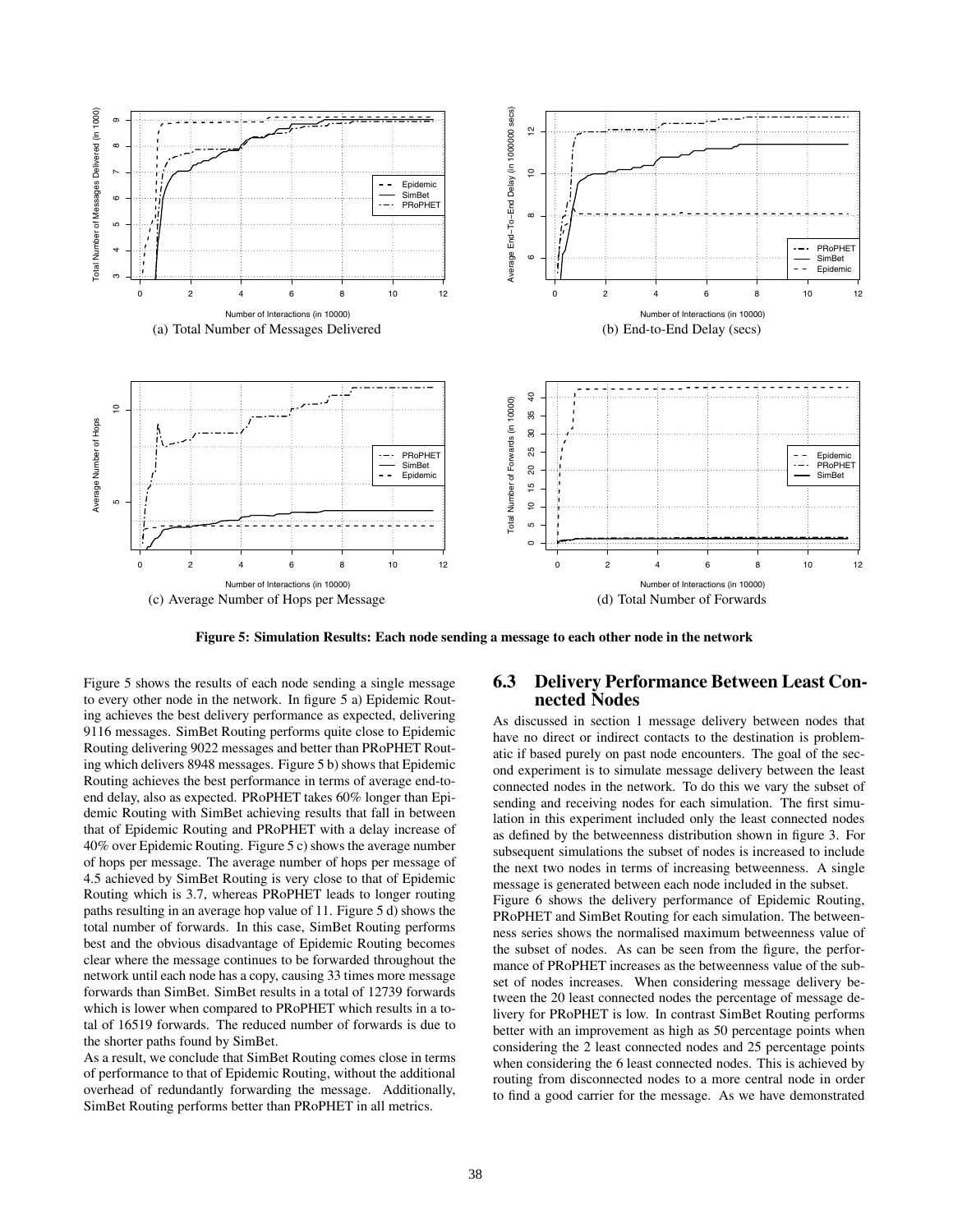(a) Total Number of Messages Delivered

(b) End-to-End Delay (secs)

(c) Average Number of Hops per Message

(d) Total Number of Forwards

**Figure 5: Simulation Results: Each node sending a message to each other node in the network**

Figure 5 shows the results of each node sending a single message to every other node in the network. In figure 5 a) Epidemic Routing achieves the best delivery performance as expected, delivering 9116 messages. SimBet Routing performs quite close to Epidemic Routing delivering 9022 messages and better than PRoPHET Routing which delivers 8948 messages. Figure 5 b) shows that Epidemic Routing achieves the best performance in terms of average end-to-end delay, also as expected. PRoPHET takes 60% longer than Epidemic Routing with SimBet achieving results that fall in between that of Epidemic Routing and PRoPHET with a delay increase of 40% over Epidemic Routing. Figure 5 c) shows the average number of hops per message. The average number of hops per message of 4.5 achieved by SimBet Routing is very close to that of Epidemic Routing which is 3.7, whereas PRoPHET leads to longer routing paths resulting in an average hop value of 11. Figure 5 d) shows the total number of forwards. In this case, SimBet Routing performs best and the obvious disadvantage of Epidemic Routing becomes clear where the message continues to be forwarded throughout the network until each node has a copy, causing 33 times more message forwards than SimBet. SimBet results in a total of 12739 forwards which is lower when compared to PRoPHET which results in a total of 16519 forwards. The reduced number of forwards is due to the shorter paths found by SimBet.

As a result, we conclude that SimBet Routing comes close in terms of performance to that of Epidemic Routing, without the additional overhead of redundantly forwarding the message. Additionally, SimBet Routing performs better than PRoPHET in all metrics.

## 6.3 Delivery Performance Between Least Connected Nodes

As discussed in section 1 message delivery between nodes that have no direct or indirect contacts to the destination is problematic if based purely on past node encounters. The goal of the second experiment is to simulate message delivery between the least connected nodes in the network. To do this we vary the subset of sending and receiving nodes for each simulation. The first simulation in this experiment included only the least connected nodes as defined by the betweenness distribution shown in figure 3. For subsequent simulations the subset of nodes is increased to include the next two nodes in terms of increasing betweenness. A single message is generated between each node included in the subset.

Figure 6 shows the delivery performance of Epidemic Routing, PRoPHET and SimBet Routing for each simulation. The betweenness series shows the normalised maximum betweenness value of the subset of nodes. As can be seen from the figure, the performance of PRoPHET increases as the betweenness value of the subset of nodes increases. When considering message delivery between the 20 least connected nodes the percentage of message delivery for PRoPHET is low. In contrast SimBet Routing performs better with an improvement as high as 50 percentage points when considering the 2 least connected nodes and 25 percentage points when considering the 6 least connected nodes. This is achieved by routing from disconnected nodes to a more central node in order to find a good carrier for the message. As we have demonstrated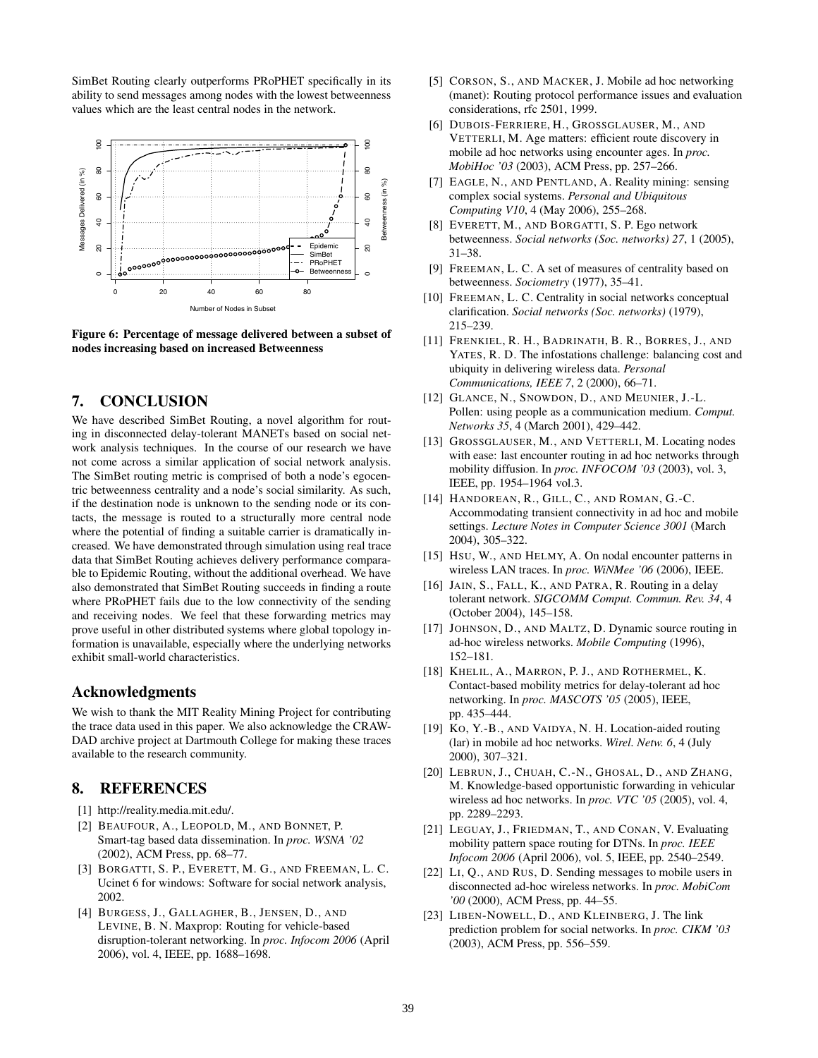SimBet Routing clearly outperforms PRoPHET specifically in its ability to send messages among nodes with the lowest betweenness values which are the least central nodes in the network.

**Figure 6: Percentage of message delivered between a subset of nodes increasing based on increased Betweenness**

# 7. CONCLUSION

We have described SimBet Routing, a novel algorithm for routing in disconnected delay-tolerant MANETs based on social network analysis techniques. In the course of our research we have not come across a similar application of social network analysis. The SimBet routing metric is comprised of both a node's egocentric betweenness centrality and a node's social similarity. As such, if the destination node is unknown to the sending node or its contacts, the message is routed to a structurally more central node where the potential of finding a suitable carrier is dramatically increased. We have demonstrated through simulation using real trace data that SimBet Routing achieves delivery performance comparable to Epidemic Routing, without the additional overhead. We have also demonstrated that SimBet Routing succeeds in finding a route where PRoPHET fails due to the low connectivity of the sending and receiving nodes. We feel that these forwarding metrics may prove useful in other distributed systems where global topology information is unavailable, especially where the underlying networks exhibit small-world characteristics.

## Acknowledgments

We wish to thank the MIT Reality Mining Project for contributing the trace data used in this paper. We also acknowledge the CRAWDAD archive project at Dartmouth College for making these traces available to the research community.

# 8. REFERENCES

[1] http://reality.media.mit.edu/.

[2] BEAUFOUR, A., LEOPOLD, M., AND BONNET, P. Smart-tag based data dissemination. In *proc. WSNA '02* (2002), ACM Press, pp. 68–77.

[3] BORGATTI, S. P., EVERETT, M. G., AND FREEMAN, L. C. Ucinet 6 for windows: Software for social network analysis, 2002.

[4] BURGESS, J., GALLAGHER, B., JENSEN, D., AND LEVINE, B. N. Maxprop: Routing for vehicle-based disruption-tolerant networking. In *proc. Infocom 2006* (April 2006), vol. 4, IEEE, pp. 1688–1698.

[5] CORSON, S., AND MACKER, J. Mobile ad hoc networking (manet): Routing protocol performance issues and evaluation considerations, rfc 2501, 1999.

[6] DUBOIS-FERRIERE, H., GROSSGLAUSER, M., AND VETTERLI, M. Age matters: efficient route discovery in mobile ad hoc networks using encounter ages. In *proc. MobiHoc '03* (2003), ACM Press, pp. 257–266.

[7] EAGLE, N., AND PENTLAND, A. Reality mining: sensing complex social systems. *Personal and Ubiquitous Computing V10*, 4 (May 2006), 255–268.

[8] EVERETT, M., AND BORGATTI, S. P. Ego network betweenness. *Social networks (Soc. networks) 27*, 1 (2005), 31–38.

[9] FREEMAN, L. C. A set of measures of centrality based on betweenness. *Sociometry* (1977), 35–41.

[10] FREEMAN, L. C. Centrality in social networks conceptual clarification. *Social networks (Soc. networks)* (1979), 215–239.

[11] FRENKIEL, R. H., BADRINATH, B. R., BORRES, J., AND YATES, R. D. The infostations challenge: balancing cost and ubiquity in delivering wireless data. *Personal Communications, IEEE 7*, 2 (2000), 66–71.

[12] GLANCE, N., SNOWDON, D., AND MEUNIER, J.-L. Pollen: using people as a communication medium. *Comput. Networks 35*, 4 (March 2001), 429–442.

[13] GROSSGLAUSER, M., AND VETTERLI, M. Locating nodes with ease: last encounter routing in ad hoc networks through mobility diffusion. In *proc. INFOCOM '03* (2003), vol. 3, IEEE, pp. 1954–1964 vol.3.

[14] HANDOREAN, R., GILL, C., AND ROMAN, G.-C. Accommodating transient connectivity in ad hoc and mobile settings. *Lecture Notes in Computer Science 3001* (March 2004), 305–322.

[15] HSU, W., AND HELMY, A. On nodal encounter patterns in wireless LAN traces. In *proc. WiNMee '06* (2006), IEEE.

[16] JAIN, S., FALL, K., AND PATRA, R. Routing in a delay tolerant network. *SIGCOMM Comput. Commun. Rev. 34*, 4 (October 2004), 145–158.

[17] JOHNSON, D., AND MALTZ, D. Dynamic source routing in ad-hoc wireless networks. *Mobile Computing* (1996), 152–181.

[18] KHELIL, A., MARRON, P. J., AND ROTHERMEL, K. Contact-based mobility metrics for delay-tolerant ad hoc networking. In *proc. MASCOTS '05* (2005), IEEE, pp. 435–444.

[19] KO, Y.-B., AND VAIDYA, N. H. Location-aided routing (lar) in mobile ad hoc networks. *Wirel. Netw. 6*, 4 (July 2000), 307–321.

[20] LEBRUN, J., CHUAH, C.-N., GHOSAL, D., AND ZHANG, M. Knowledge-based opportunistic forwarding in vehicular wireless ad hoc networks. In *proc. VTC '05* (2005), vol. 4, pp. 2289–2293.

[21] LEGUAY, J., FRIEDMAN, T., AND CONAN, V. Evaluating mobility pattern space routing for DTNs. In *proc. IEEE Infocom 2006* (April 2006), vol. 5, IEEE, pp. 2540–2549.

[22] LI, Q., AND RUS, D. Sending messages to mobile users in disconnected ad-hoc wireless networks. In *proc. MobiCom '00* (2000), ACM Press, pp. 44–55.

[23] LIBEN-NOWELL, D., AND KLEINBERG, J. The link prediction problem for social networks. In *proc. CIKM '03* (2003), ACM Press, pp. 556–559.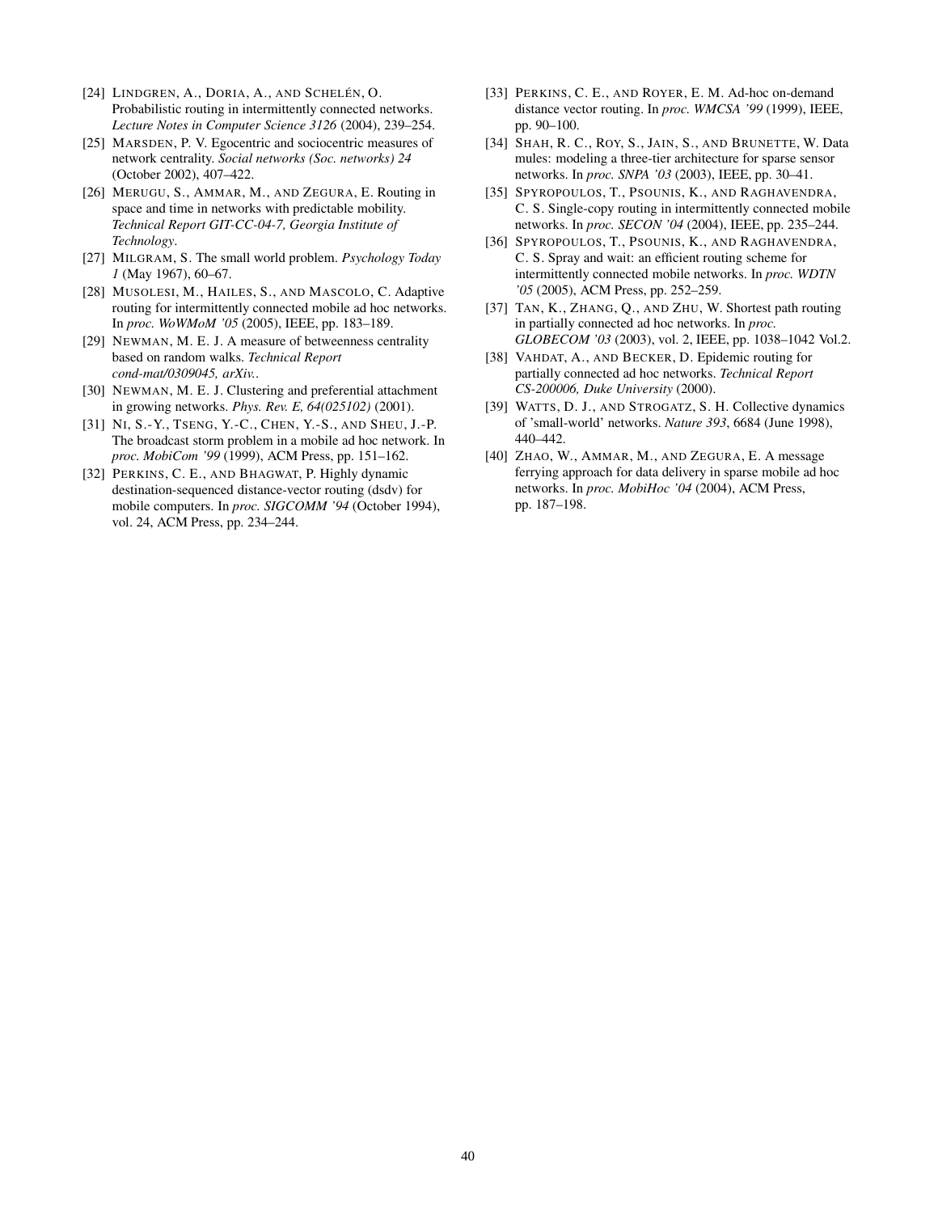[24] LINDGREN, A., DORIA, A., AND SCHELÉN, O. Probabilistic routing in intermittently connected networks. *Lecture Notes in Computer Science 3126* (2004), 239–254.

[25] MARSDEN, P. V. Egocentric and sociocentric measures of network centrality. *Social networks (Soc. networks) 24* (October 2002), 407–422.

[26] MERUGU, S., AMMAR, M., AND ZEGURA, E. Routing in space and time in networks with predictable mobility. *Technical Report GIT-CC-04-7, Georgia Institute of Technology*.

[27] MILGRAM, S. The small world problem. *Psychology Today 1* (May 1967), 60–67.

[28] MUSOLESI, M., HAILES, S., AND MASCOLO, C. Adaptive routing for intermittently connected mobile ad hoc networks. In *proc. WoWMoM '05* (2005), IEEE, pp. 183–189.

[29] NEWMAN, M. E. J. A measure of betweenness centrality based on random walks. *Technical Report cond-mat/0309045, arXiv.*.

[30] NEWMAN, M. E. J. Clustering and preferential attachment in growing networks. *Phys. Rev. E, 64(025102)* (2001).

[31] NI, S.-Y., TSENG, Y.-C., CHEN, Y.-S., AND SHEU, J.-P. The broadcast storm problem in a mobile ad hoc network. In *proc. MobiCom '99* (1999), ACM Press, pp. 151–162.

[32] PERKINS, C. E., AND BHAGWAT, P. Highly dynamic destination-sequenced distance-vector routing (dsdv) for mobile computers. In *proc. SIGCOMM '94* (October 1994), vol. 24, ACM Press, pp. 234–244.

[33] PERKINS, C. E., AND ROYER, E. M. Ad-hoc on-demand distance vector routing. In *proc. WMCSA '99* (1999), IEEE, pp. 90–100.

[34] SHAH, R. C., ROY, S., JAIN, S., AND BRUNETTE, W. Data mules: modeling a three-tier architecture for sparse sensor networks. In *proc. SNPA '03* (2003), IEEE, pp. 30–41.

[35] SPYROPOULOS, T., PSOUNIS, K., AND RAGHAVENDRA, C. S. Single-copy routing in intermittently connected mobile networks. In *proc. SECON '04* (2004), IEEE, pp. 235–244.

[36] SPYROPOULOS, T., PSOUNIS, K., AND RAGHAVENDRA, C. S. Spray and wait: an efficient routing scheme for intermittently connected mobile networks. In *proc. WDTN '05* (2005), ACM Press, pp. 252–259.

[37] TAN, K., ZHANG, Q., AND ZHU, W. Shortest path routing in partially connected ad hoc networks. In *proc. GLOBECOM '03* (2003), vol. 2, IEEE, pp. 1038–1042 Vol.2.

[38] VAHDAT, A., AND BECKER, D. Epidemic routing for partially connected ad hoc networks. *Technical Report CS-200006, Duke University* (2000).

[39] WATTS, D. J., AND STROGATZ, S. H. Collective dynamics of 'small-world' networks. *Nature 393*, 6684 (June 1998), 440–442.

[40] ZHAO, W., AMMAR, M., AND ZEGURA, E. A message ferrying approach for data delivery in sparse mobile ad hoc networks. In *proc. MobiHoc '04* (2004), ACM Press, pp. 187–198.